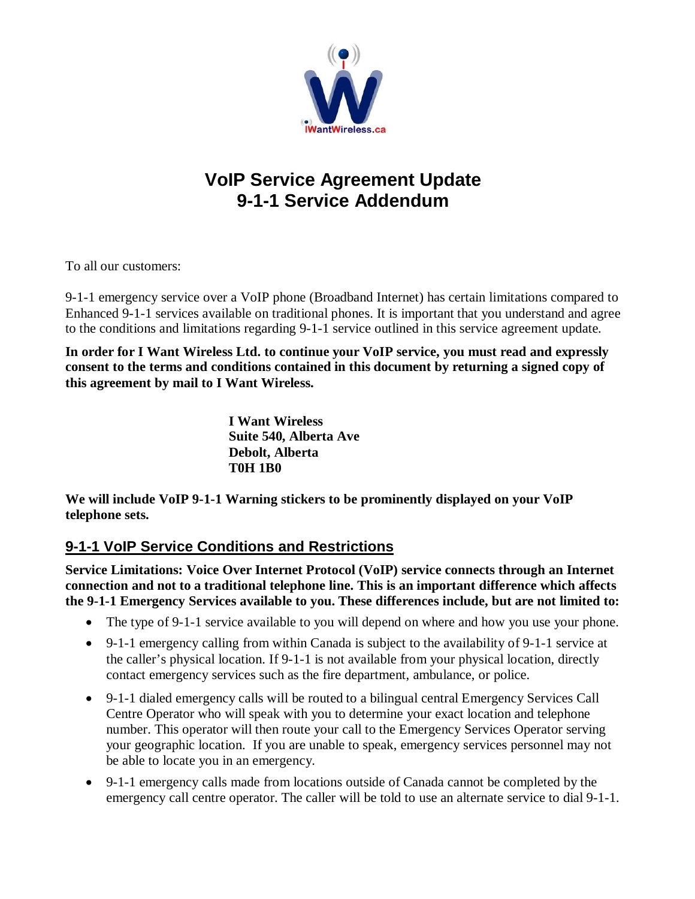# VoIP Service Agreement Update
# 9-1-1 Service Addendum

To all our customers:

9-1-1 emergency service over a VoIP phone (Broadband Internet) has certain limitations compared to Enhanced 9-1-1 services available on traditional phones. It is important that you understand and agree to the conditions and limitations regarding 9-1-1 service outlined in this service agreement update.

**In order for I Want Wireless Ltd. to continue your VoIP service, you must read and expressly consent to the terms and conditions contained in this document by returning a signed copy of this agreement by mail to I Want Wireless.**

**I Want Wireless**
**Suite 540, Alberta Ave**
**Debolt, Alberta**
**T0H 1B0**

**We will include VoIP 9-1-1 Warning stickers to be prominently displayed on your VoIP telephone sets.**

## 9-1-1 VoIP Service Conditions and Restrictions

**Service Limitations: Voice Over Internet Protocol (VoIP) service connects through an Internet connection and not to a traditional telephone line. This is an important difference which affects the 9-1-1 Emergency Services available to you. These differences include, but are not limited to:**

- The type of 9-1-1 service available to you will depend on where and how you use your phone.
- 9-1-1 emergency calling from within Canada is subject to the availability of 9-1-1 service at the caller's physical location. If 9-1-1 is not available from your physical location, directly contact emergency services such as the fire department, ambulance, or police.
- 9-1-1 dialed emergency calls will be routed to a bilingual central Emergency Services Call Centre Operator who will speak with you to determine your exact location and telephone number. This operator will then route your call to the Emergency Services Operator serving your geographic location. If you are unable to speak, emergency services personnel may not be able to locate you in an emergency.
- 9-1-1 emergency calls made from locations outside of Canada cannot be completed by the emergency call centre operator. The caller will be told to use an alternate service to dial 9-1-1.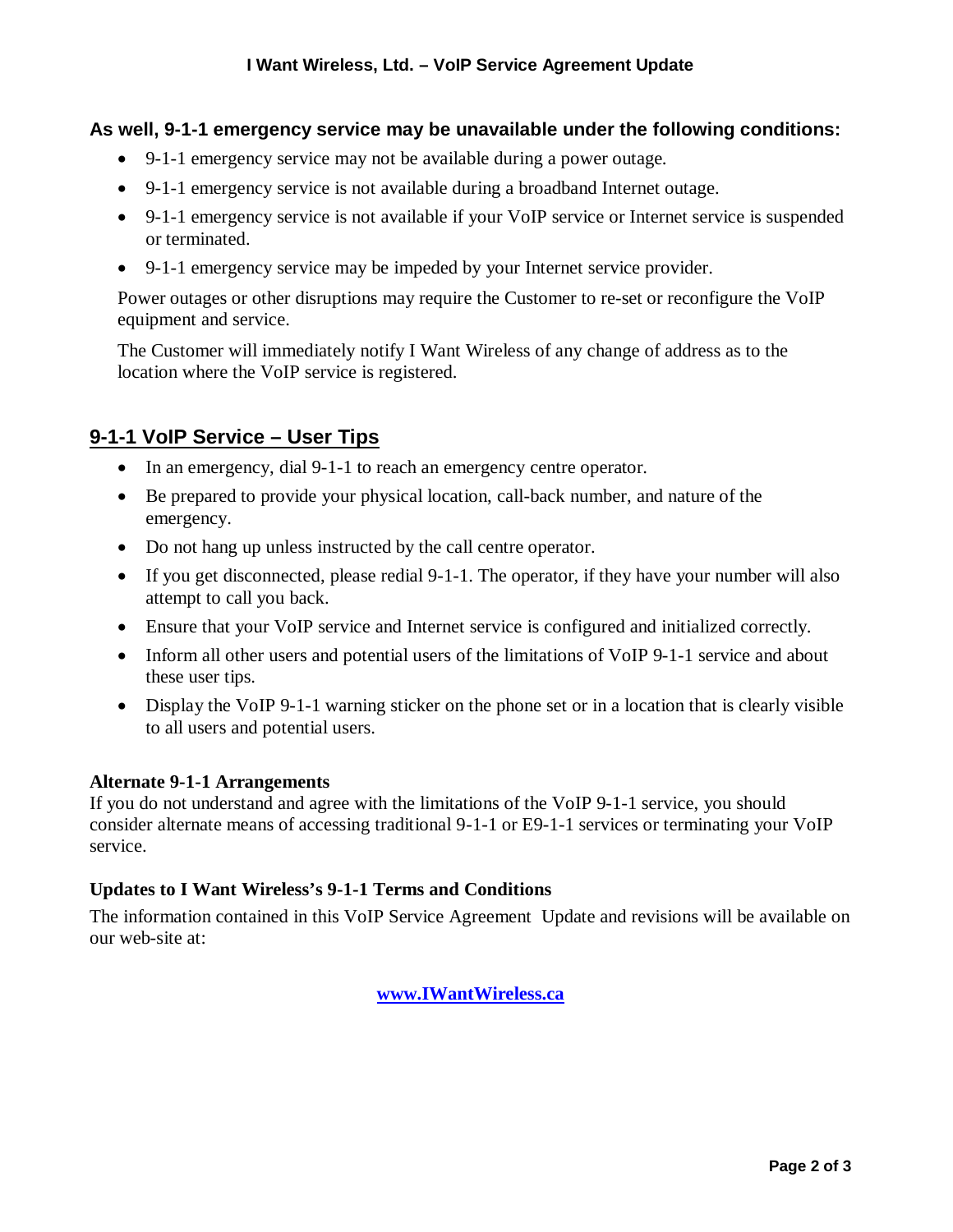### As well, 9-1-1 emergency service may be unavailable under the following conditions:

- 9-1-1 emergency service may not be available during a power outage.
- 9-1-1 emergency service is not available during a broadband Internet outage.
- 9-1-1 emergency service is not available if your VoIP service or Internet service is suspended or terminated.
- 9-1-1 emergency service may be impeded by your Internet service provider.

Power outages or other disruptions may require the Customer to re-set or reconfigure the VoIP equipment and service.

The Customer will immediately notify I Want Wireless of any change of address as to the location where the VoIP service is registered.

## 9-1-1 VoIP Service – User Tips

- In an emergency, dial 9-1-1 to reach an emergency centre operator.
- Be prepared to provide your physical location, call-back number, and nature of the emergency.
- Do not hang up unless instructed by the call centre operator.
- If you get disconnected, please redial 9-1-1. The operator, if they have your number will also attempt to call you back.
- Ensure that your VoIP service and Internet service is configured and initialized correctly.
- Inform all other users and potential users of the limitations of VoIP 9-1-1 service and about these user tips.
- Display the VoIP 9-1-1 warning sticker on the phone set or in a location that is clearly visible to all users and potential users.

**Alternate 9-1-1 Arrangements**
If you do not understand and agree with the limitations of the VoIP 9-1-1 service, you should consider alternate means of accessing traditional 9-1-1 or E9-1-1 services or terminating your VoIP service.

**Updates to I Want Wireless's 9-1-1 Terms and Conditions**

The information contained in this VoIP Service Agreement Update and revisions will be available on our web-site at:

**www.IWantWireless.ca**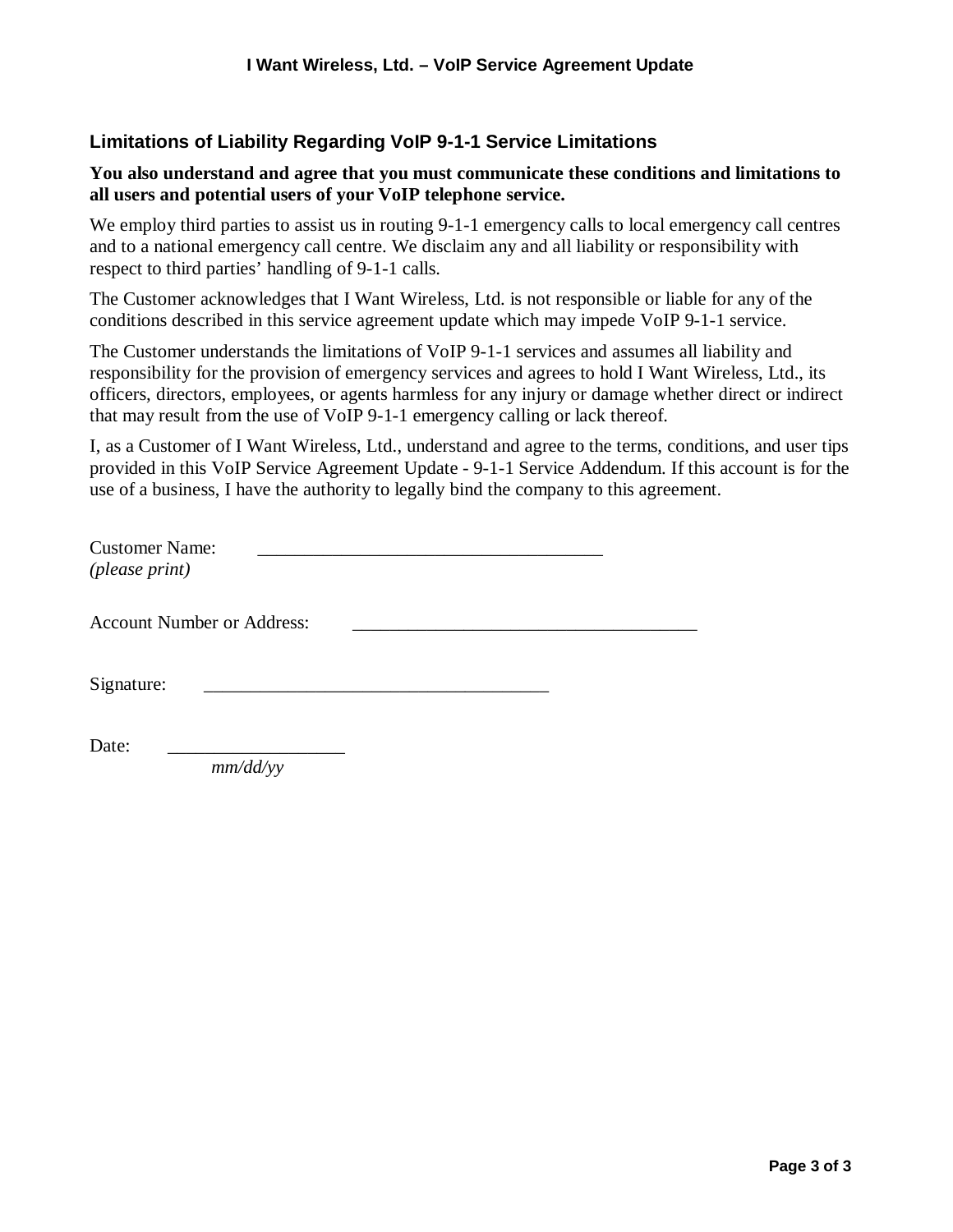## Limitations of Liability Regarding VoIP 9-1-1 Service Limitations

**You also understand and agree that you must communicate these conditions and limitations to all users and potential users of your VoIP telephone service.**

We employ third parties to assist us in routing 9-1-1 emergency calls to local emergency call centres and to a national emergency call centre. We disclaim any and all liability or responsibility with respect to third parties' handling of 9-1-1 calls.

The Customer acknowledges that I Want Wireless, Ltd. is not responsible or liable for any of the conditions described in this service agreement update which may impede VoIP 9-1-1 service.

The Customer understands the limitations of VoIP 9-1-1 services and assumes all liability and responsibility for the provision of emergency services and agrees to hold I Want Wireless, Ltd., its officers, directors, employees, or agents harmless for any injury or damage whether direct or indirect that may result from the use of VoIP 9-1-1 emergency calling or lack thereof.

I, as a Customer of I Want Wireless, Ltd., understand and agree to the terms, conditions, and user tips provided in this VoIP Service Agreement Update - 9-1-1 Service Addendum. If this account is for the use of a business, I have the authority to legally bind the company to this agreement.

Customer Name: _____________________________________
*(please print)*

Account Number or Address: _____________________________________

Signature: _____________________________________

Date: ___________________
*mm/dd/yy*